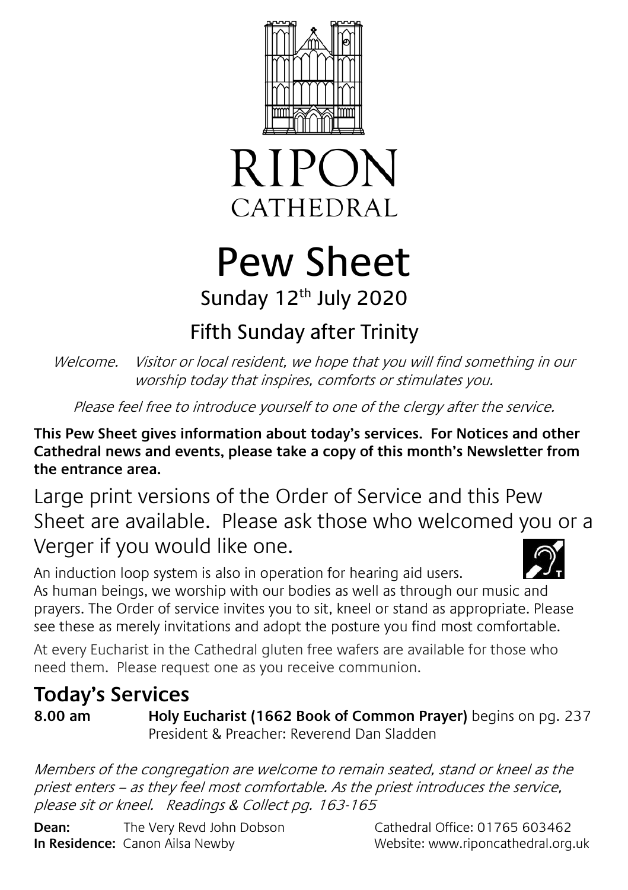# RIPON CATHEDRAL

# Pew Sheet

## Sunday 12th July 2020

## Fifth Sunday after Trinity

*Welcome. Visitor or local resident, we hope that you will find something in our worship today that inspires, comforts or stimulates you.*

*Please feel free to introduce yourself to one of the clergy after the service.*

**This Pew Sheet gives information about today's services. For Notices and other Cathedral news and events, please take a copy of this month's Newsletter from the entrance area.**

Large print versions of the Order of Service and this Pew Sheet are available. Please ask those who welcomed you or a Verger if you would like one.

An induction loop system is also in operation for hearing aid users.

As human beings, we worship with our bodies as well as through our music and prayers. The Order of service invites you to sit, kneel or stand as appropriate. Please see these as merely invitations and adopt the posture you find most comfortable.

At every Eucharist in the Cathedral gluten free wafers are available for those who need them. Please request one as you receive communion.

## Today's Services

**8.00 am** **Holy Eucharist (1662 Book of Common Prayer)** begins on pg. 237
President & Preacher: Reverend Dan Sladden

*Members of the congregation are welcome to remain seated, stand or kneel as the priest enters – as they feel most comfortable. As the priest introduces the service, please sit or kneel. Readings & Collect pg. 163-165*

**Dean:** The Very Revd John Dobson
**In Residence:** Canon Ailsa Newby

Cathedral Office: 01765 603462
Website: www.riponcathedral.org.uk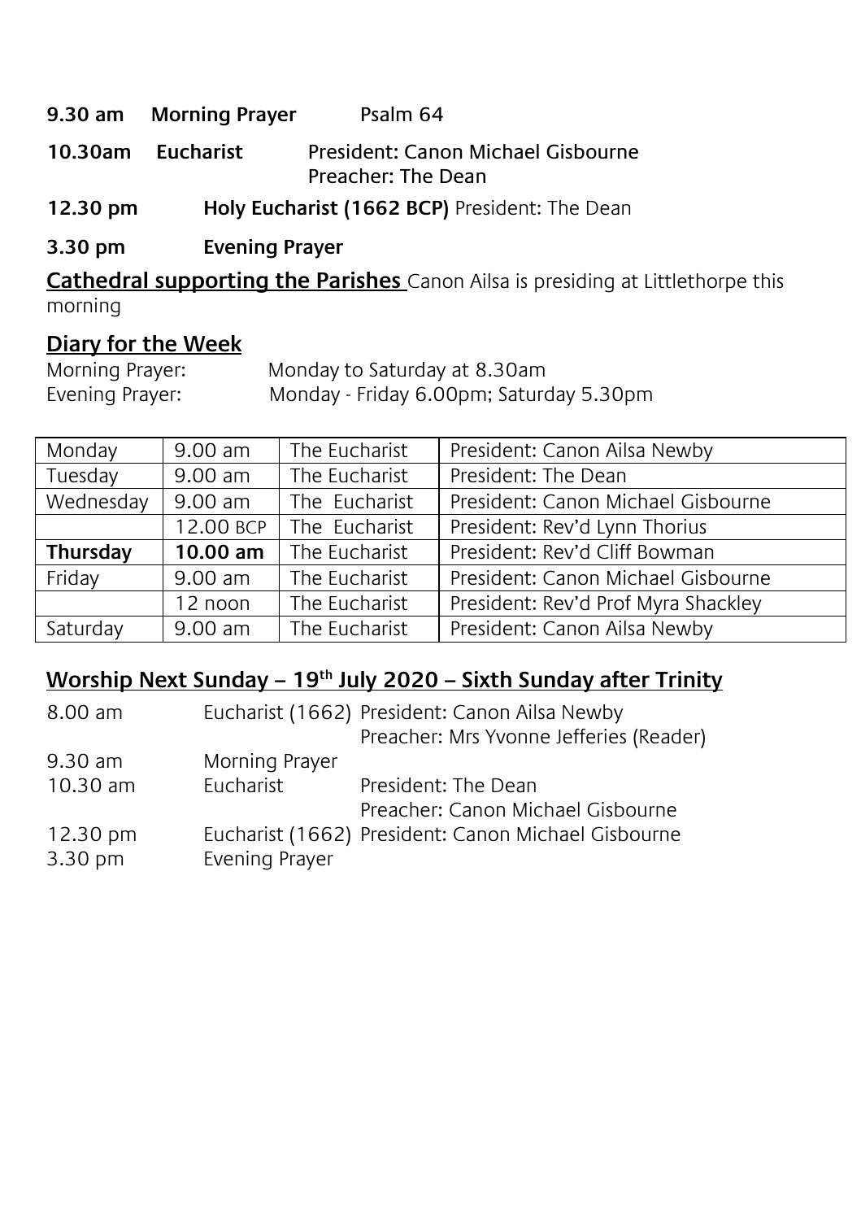**9.30 am Morning Prayer** Psalm 64

**10.30am Eucharist** President: Canon Michael Gisbourne
Preacher: The Dean

**12.30 pm Holy Eucharist (1662 BCP)** President: The Dean

**3.30 pm Evening Prayer**

**Cathedral supporting the Parishes** Canon Ailsa is presiding at Littlethorpe this morning

## Diary for the Week

Morning Prayer: Monday to Saturday at 8.30am
Evening Prayer: Monday - Friday 6.00pm; Saturday 5.30pm

| | | | |
|---|---|---|---|
| Monday | 9.00 am | The Eucharist | President: Canon Ailsa Newby |
| Tuesday | 9.00 am | The Eucharist | President: The Dean |
| Wednesday | 9.00 am | The Eucharist | President: Canon Michael Gisbourne |
| | 12.00 BCP | The Eucharist | President: Rev'd Lynn Thorius |
| **Thursday** | **10.00 am** | The Eucharist | President: Rev'd Cliff Bowman |
| Friday | 9.00 am | The Eucharist | President: Canon Michael Gisbourne |
| | 12 noon | The Eucharist | President: Rev'd Prof Myra Shackley |
| Saturday | 9.00 am | The Eucharist | President: Canon Ailsa Newby |

## Worship Next Sunday – 19th July 2020 – Sixth Sunday after Trinity

| | | |
|---|---|---|
| 8.00 am | Eucharist (1662) | President: Canon Ailsa Newby<br>Preacher: Mrs Yvonne Jefferies (Reader) |
| 9.30 am | Morning Prayer | |
| 10.30 am | Eucharist | President: The Dean<br>Preacher: Canon Michael Gisbourne |
| 12.30 pm | Eucharist (1662) | President: Canon Michael Gisbourne |
| 3.30 pm | Evening Prayer | |